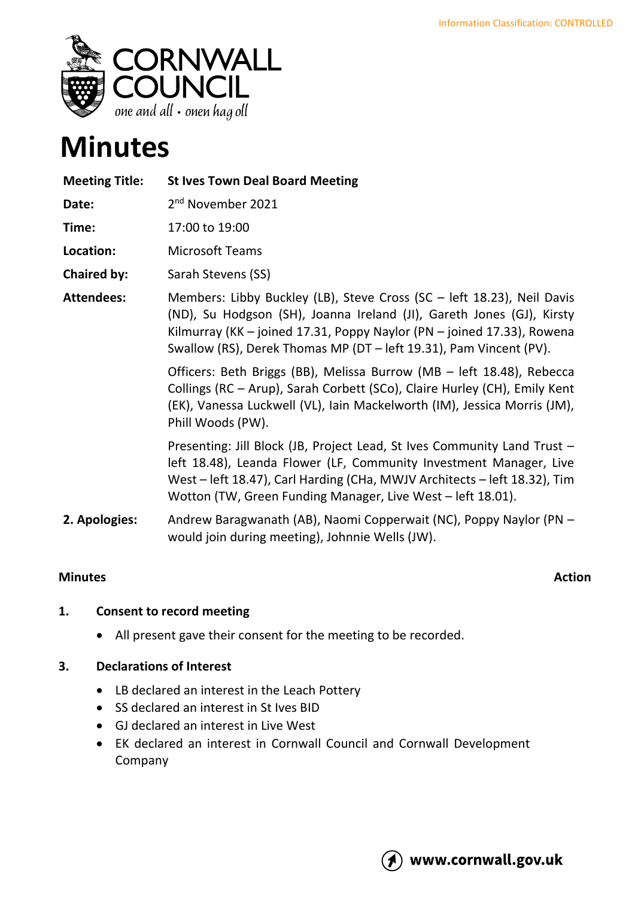Information Classification: CONTROLLED

CORNWALL COUNCIL
*one and all • onen hag oll*

# Minutes

| **Meeting Title:** | **St Ives Town Deal Board Meeting** |
|---|---|
| **Date:** | 2nd November 2021 |
| **Time:** | 17:00 to 19:00 |
| **Location:** | Microsoft Teams |
| **Chaired by:** | Sarah Stevens (SS) |
| **Attendees:** | Members: Libby Buckley (LB), Steve Cross (SC – left 18.23), Neil Davis (ND), Su Hodgson (SH), Joanna Ireland (JI), Gareth Jones (GJ), Kirsty Kilmurray (KK – joined 17.31, Poppy Naylor (PN – joined 17.33), Rowena Swallow (RS), Derek Thomas MP (DT – left 19.31), Pam Vincent (PV). |
| | Officers: Beth Briggs (BB), Melissa Burrow (MB – left 18.48), Rebecca Collings (RC – Arup), Sarah Corbett (SCo), Claire Hurley (CH), Emily Kent (EK), Vanessa Luckwell (VL), Iain Mackelworth (IM), Jessica Morris (JM), Phill Woods (PW). |
| | Presenting: Jill Block (JB, Project Lead, St Ives Community Land Trust – left 18.48), Leanda Flower (LF, Community Investment Manager, Live West – left 18.47), Carl Harding (CHa, MWJV Architects – left 18.32), Tim Wotton (TW, Green Funding Manager, Live West – left 18.01). |
| **2. Apologies:** | Andrew Baragwanath (AB), Naomi Copperwait (NC), Poppy Naylor (PN – would join during meeting), Johnnie Wells (JW). |

**Minutes** **Action**

## 1. Consent to record meeting

- All present gave their consent for the meeting to be recorded.

## 3. Declarations of Interest

- LB declared an interest in the Leach Pottery
- SS declared an interest in St Ives BID
- GJ declared an interest in Live West
- EK declared an interest in Cornwall Council and Cornwall Development Company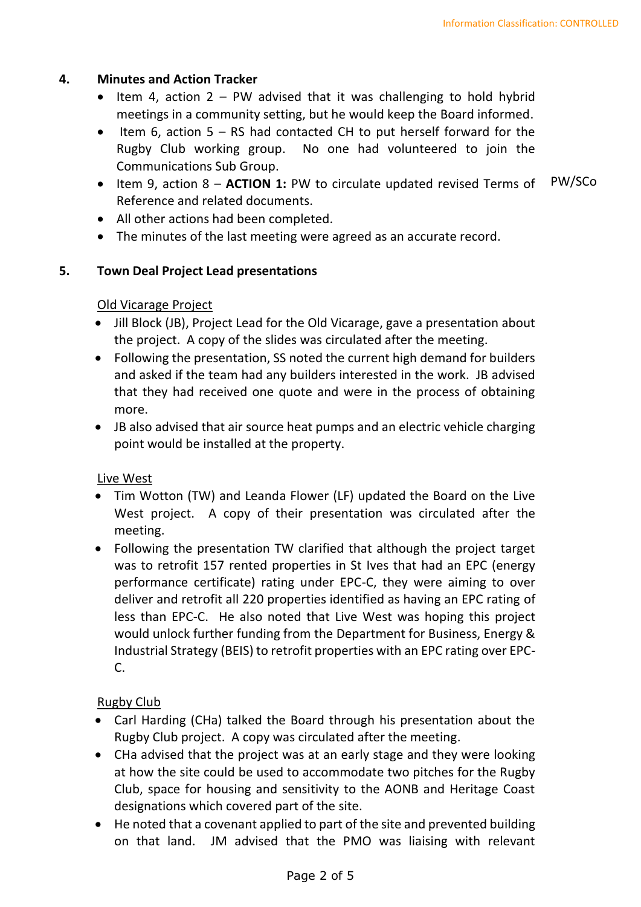## 4. Minutes and Action Tracker

- Item 4, action 2 – PW advised that it was challenging to hold hybrid meetings in a community setting, but he would keep the Board informed.
- Item 6, action 5 – RS had contacted CH to put herself forward for the Rugby Club working group. No one had volunteered to join the Communications Sub Group.
- Item 9, action 8 – **ACTION 1:** PW to circulate updated revised Terms of Reference and related documents. PW/SCo
- All other actions had been completed.
- The minutes of the last meeting were agreed as an accurate record.

## 5. Town Deal Project Lead presentations

Old Vicarage Project

- Jill Block (JB), Project Lead for the Old Vicarage, gave a presentation about the project. A copy of the slides was circulated after the meeting.
- Following the presentation, SS noted the current high demand for builders and asked if the team had any builders interested in the work. JB advised that they had received one quote and were in the process of obtaining more.
- JB also advised that air source heat pumps and an electric vehicle charging point would be installed at the property.

Live West

- Tim Wotton (TW) and Leanda Flower (LF) updated the Board on the Live West project. A copy of their presentation was circulated after the meeting.
- Following the presentation TW clarified that although the project target was to retrofit 157 rented properties in St Ives that had an EPC (energy performance certificate) rating under EPC-C, they were aiming to over deliver and retrofit all 220 properties identified as having an EPC rating of less than EPC-C. He also noted that Live West was hoping this project would unlock further funding from the Department for Business, Energy & Industrial Strategy (BEIS) to retrofit properties with an EPC rating over EPC-C.

Rugby Club

- Carl Harding (CHa) talked the Board through his presentation about the Rugby Club project. A copy was circulated after the meeting.
- CHa advised that the project was at an early stage and they were looking at how the site could be used to accommodate two pitches for the Rugby Club, space for housing and sensitivity to the AONB and Heritage Coast designations which covered part of the site.
- He noted that a covenant applied to part of the site and prevented building on that land. JM advised that the PMO was liaising with relevant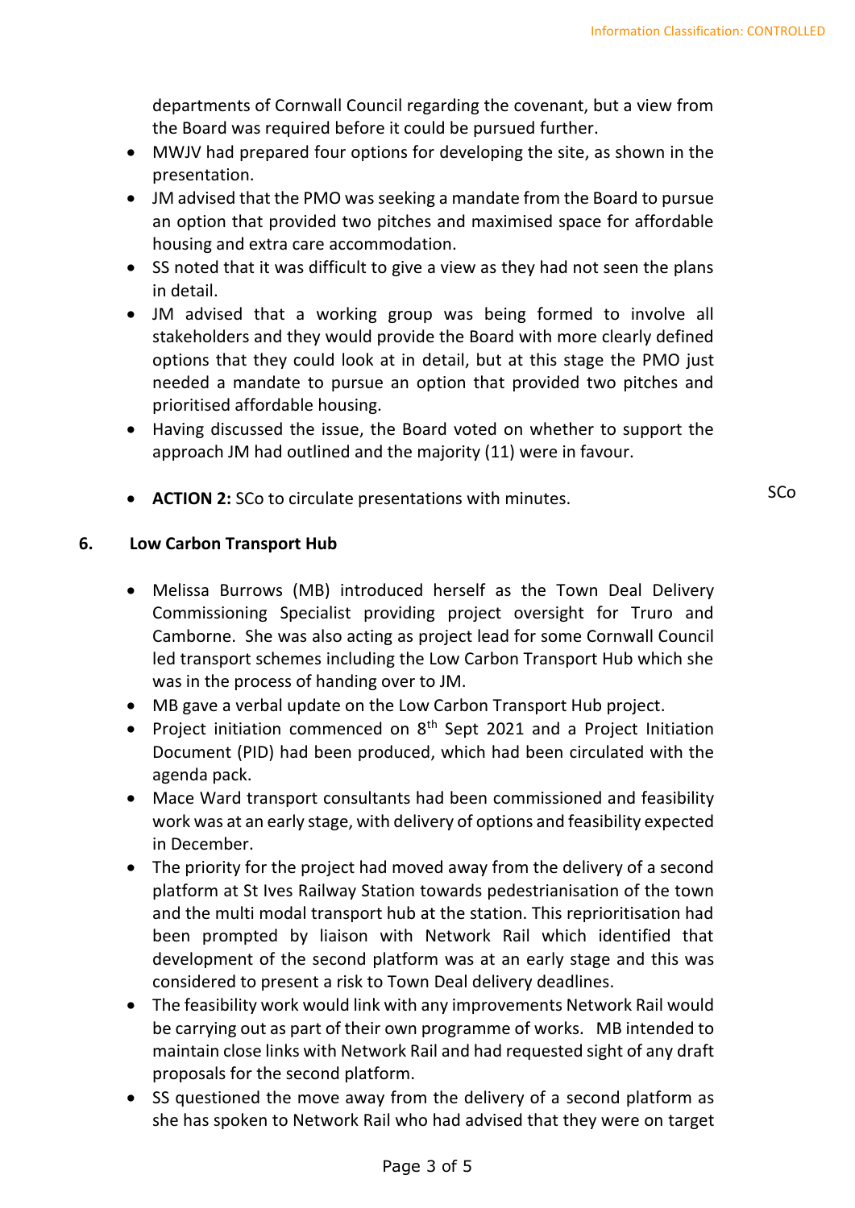departments of Cornwall Council regarding the covenant, but a view from the Board was required before it could be pursued further.

- MWJV had prepared four options for developing the site, as shown in the presentation.
- JM advised that the PMO was seeking a mandate from the Board to pursue an option that provided two pitches and maximised space for affordable housing and extra care accommodation.
- SS noted that it was difficult to give a view as they had not seen the plans in detail.
- JM advised that a working group was being formed to involve all stakeholders and they would provide the Board with more clearly defined options that they could look at in detail, but at this stage the PMO just needed a mandate to pursue an option that provided two pitches and prioritised affordable housing.
- Having discussed the issue, the Board voted on whether to support the approach JM had outlined and the majority (11) were in favour.

- **ACTION 2:** SCo to circulate presentations with minutes. — SCo

## 6. Low Carbon Transport Hub

- Melissa Burrows (MB) introduced herself as the Town Deal Delivery Commissioning Specialist providing project oversight for Truro and Camborne. She was also acting as project lead for some Cornwall Council led transport schemes including the Low Carbon Transport Hub which she was in the process of handing over to JM.
- MB gave a verbal update on the Low Carbon Transport Hub project.
- Project initiation commenced on 8th Sept 2021 and a Project Initiation Document (PID) had been produced, which had been circulated with the agenda pack.
- Mace Ward transport consultants had been commissioned and feasibility work was at an early stage, with delivery of options and feasibility expected in December.
- The priority for the project had moved away from the delivery of a second platform at St Ives Railway Station towards pedestrianisation of the town and the multi modal transport hub at the station. This reprioritisation had been prompted by liaison with Network Rail which identified that development of the second platform was at an early stage and this was considered to present a risk to Town Deal delivery deadlines.
- The feasibility work would link with any improvements Network Rail would be carrying out as part of their own programme of works. MB intended to maintain close links with Network Rail and had requested sight of any draft proposals for the second platform.
- SS questioned the move away from the delivery of a second platform as she has spoken to Network Rail who had advised that they were on target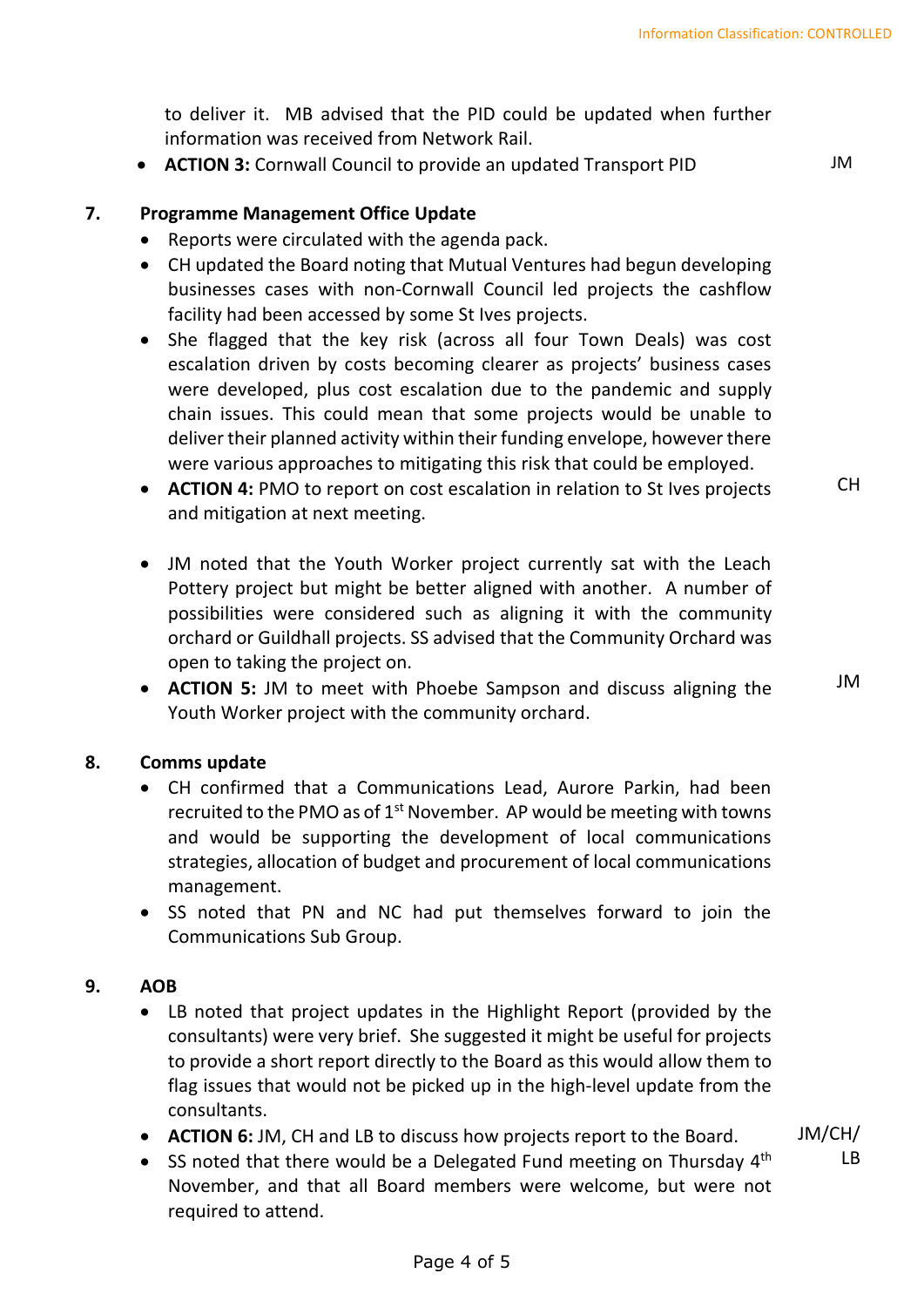to deliver it. MB advised that the PID could be updated when further information was received from Network Rail.

- **ACTION 3:** Cornwall Council to provide an updated Transport PID — JM

## 7. Programme Management Office Update

- Reports were circulated with the agenda pack.
- CH updated the Board noting that Mutual Ventures had begun developing businesses cases with non-Cornwall Council led projects the cashflow facility had been accessed by some St Ives projects.
- She flagged that the key risk (across all four Town Deals) was cost escalation driven by costs becoming clearer as projects' business cases were developed, plus cost escalation due to the pandemic and supply chain issues. This could mean that some projects would be unable to deliver their planned activity within their funding envelope, however there were various approaches to mitigating this risk that could be employed.
- **ACTION 4:** PMO to report on cost escalation in relation to St Ives projects and mitigation at next meeting. — CH

- JM noted that the Youth Worker project currently sat with the Leach Pottery project but might be better aligned with another. A number of possibilities were considered such as aligning it with the community orchard or Guildhall projects. SS advised that the Community Orchard was open to taking the project on.
- **ACTION 5:** JM to meet with Phoebe Sampson and discuss aligning the Youth Worker project with the community orchard. — JM

## 8. Comms update

- CH confirmed that a Communications Lead, Aurore Parkin, had been recruited to the PMO as of 1st November. AP would be meeting with towns and would be supporting the development of local communications strategies, allocation of budget and procurement of local communications management.
- SS noted that PN and NC had put themselves forward to join the Communications Sub Group.

## 9. AOB

- LB noted that project updates in the Highlight Report (provided by the consultants) were very brief. She suggested it might be useful for projects to provide a short report directly to the Board as this would allow them to flag issues that would not be picked up in the high-level update from the consultants.
- **ACTION 6:** JM, CH and LB to discuss how projects report to the Board. — JM/CH/LB
- SS noted that there would be a Delegated Fund meeting on Thursday 4th November, and that all Board members were welcome, but were not required to attend.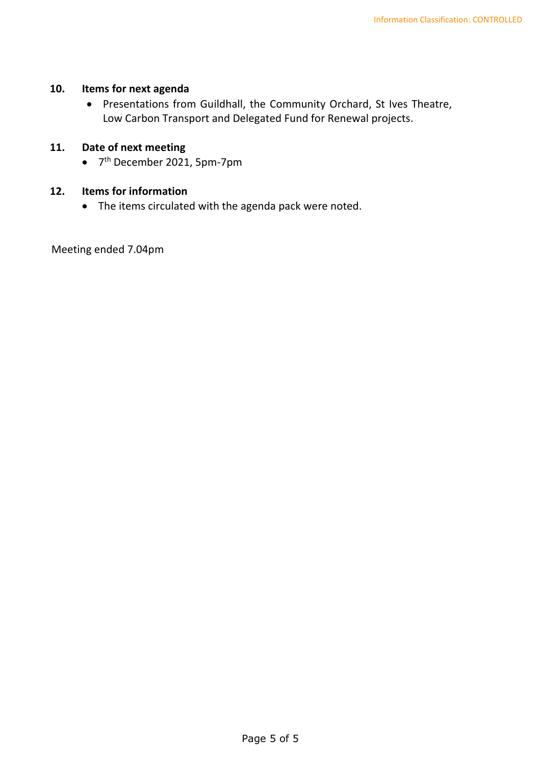**10. Items for next agenda**

- Presentations from Guildhall, the Community Orchard, St Ives Theatre, Low Carbon Transport and Delegated Fund for Renewal projects.

**11. Date of next meeting**

- 7th December 2021, 5pm-7pm

**12. Items for information**

- The items circulated with the agenda pack were noted.

Meeting ended 7.04pm